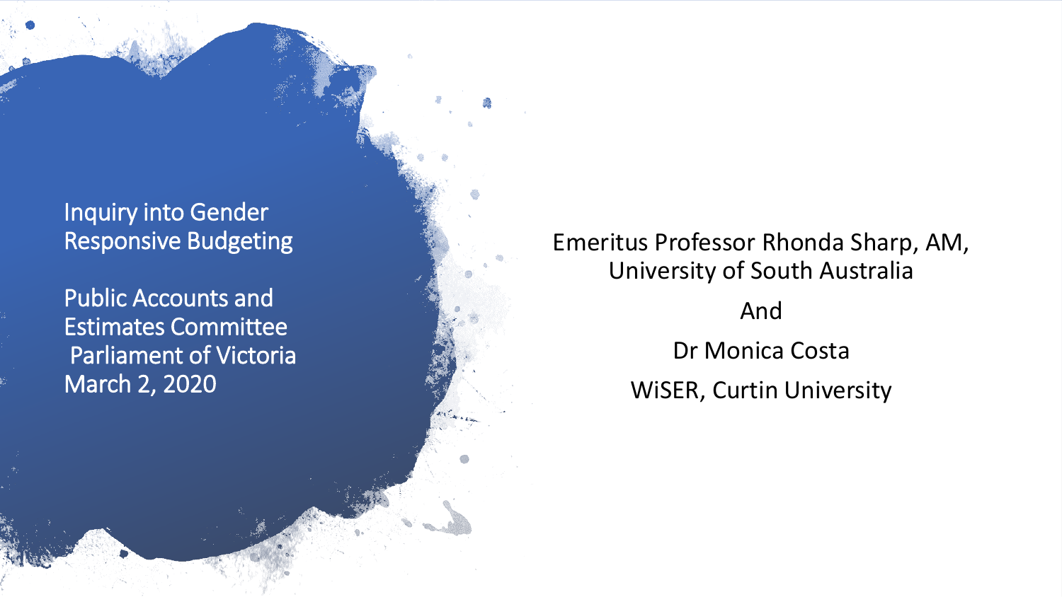# Inquiry into Gender Responsive Budgeting

Public Accounts and Estimates Committee
Parliament of Victoria
March 2, 2020

Emeritus Professor Rhonda Sharp, AM,
University of South Australia

And

Dr Monica Costa

WiSER, Curtin University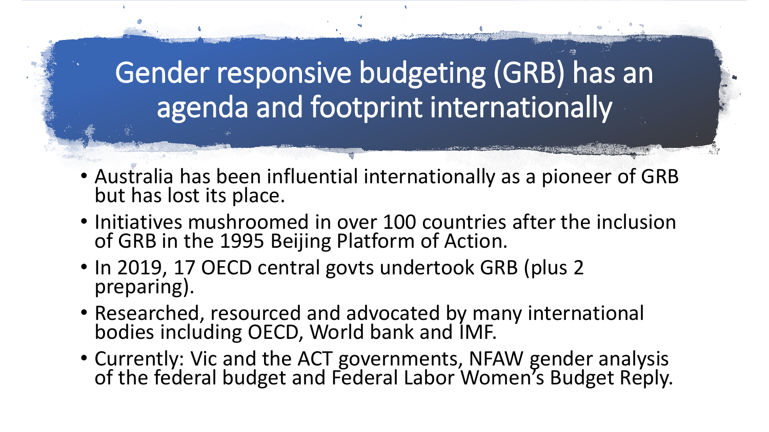# Gender responsive budgeting (GRB) has an agenda and footprint internationally

- Australia has been influential internationally as a pioneer of GRB but has lost its place.
- Initiatives mushroomed in over 100 countries after the inclusion of GRB in the 1995 Beijing Platform of Action.
- In 2019, 17 OECD central govts undertook GRB (plus 2 preparing).
- Researched, resourced and advocated by many international bodies including OECD, World bank and IMF.
- Currently: Vic and the ACT governments, NFAW gender analysis of the federal budget and Federal Labor Women's Budget Reply.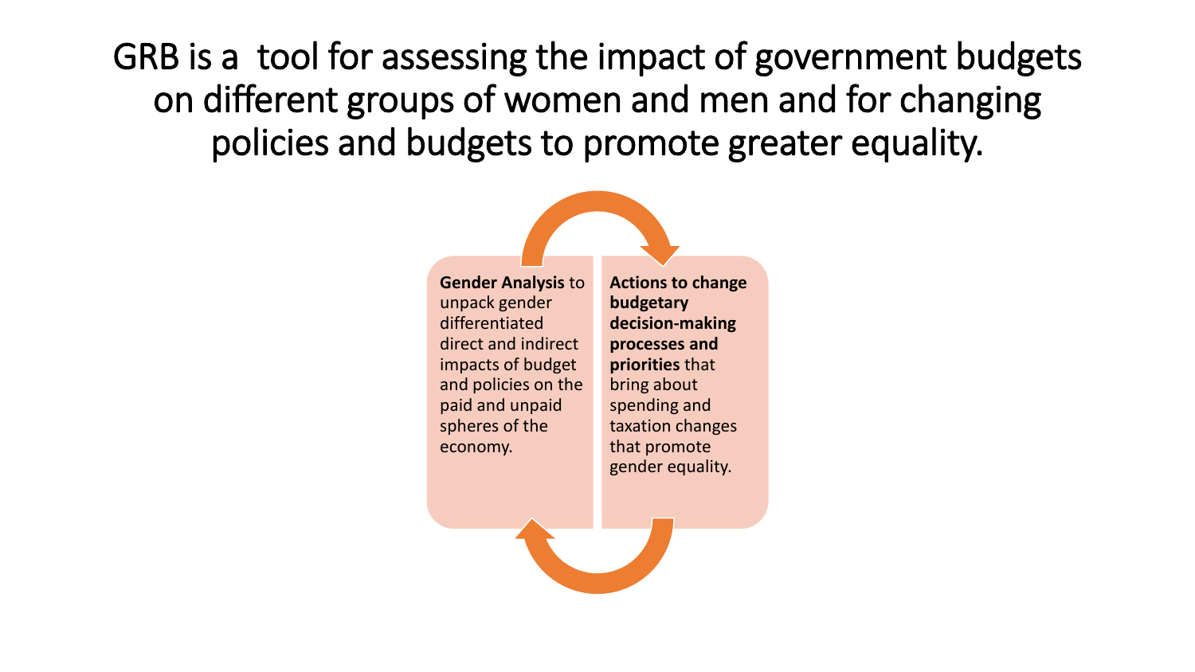# GRB is a tool for assessing the impact of government budgets on different groups of women and men and for changing policies and budgets to promote greater equality.

**Gender Analysis** to unpack gender differentiated direct and indirect impacts of budget and policies on the paid and unpaid spheres of the economy.

**Actions to change budgetary decision-making processes and priorities** that bring about spending and taxation changes that promote gender equality.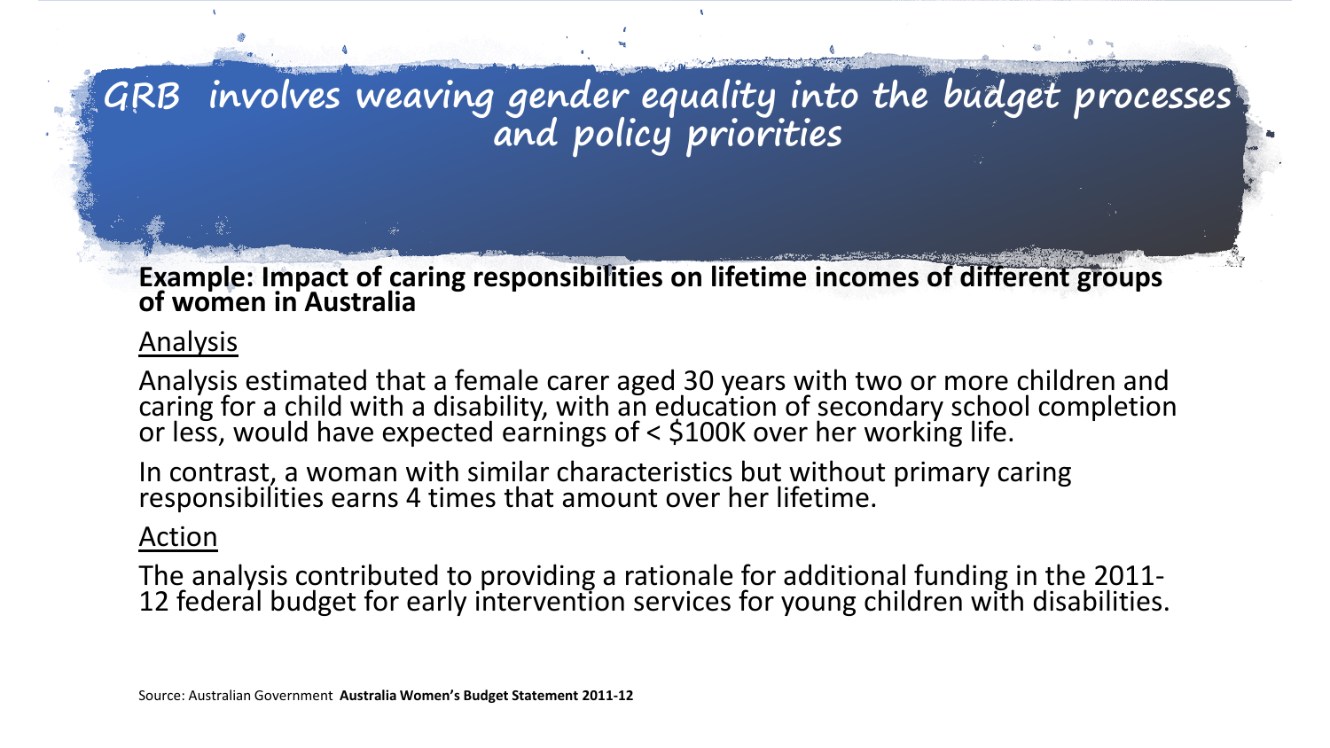# GRB involves weaving gender equality into the budget processes and policy priorities

**Example: Impact of caring responsibilities on lifetime incomes of different groups of women in Australia**

Analysis

Analysis estimated that a female carer aged 30 years with two or more children and caring for a child with a disability, with an education of secondary school completion or less, would have expected earnings of < $100K over her working life.

In contrast, a woman with similar characteristics but without primary caring responsibilities earns 4 times that amount over her lifetime.

Action

The analysis contributed to providing a rationale for additional funding in the 2011-12 federal budget for early intervention services for young children with disabilities.

Source: Australian Government **Australia Women's Budget Statement 2011-12**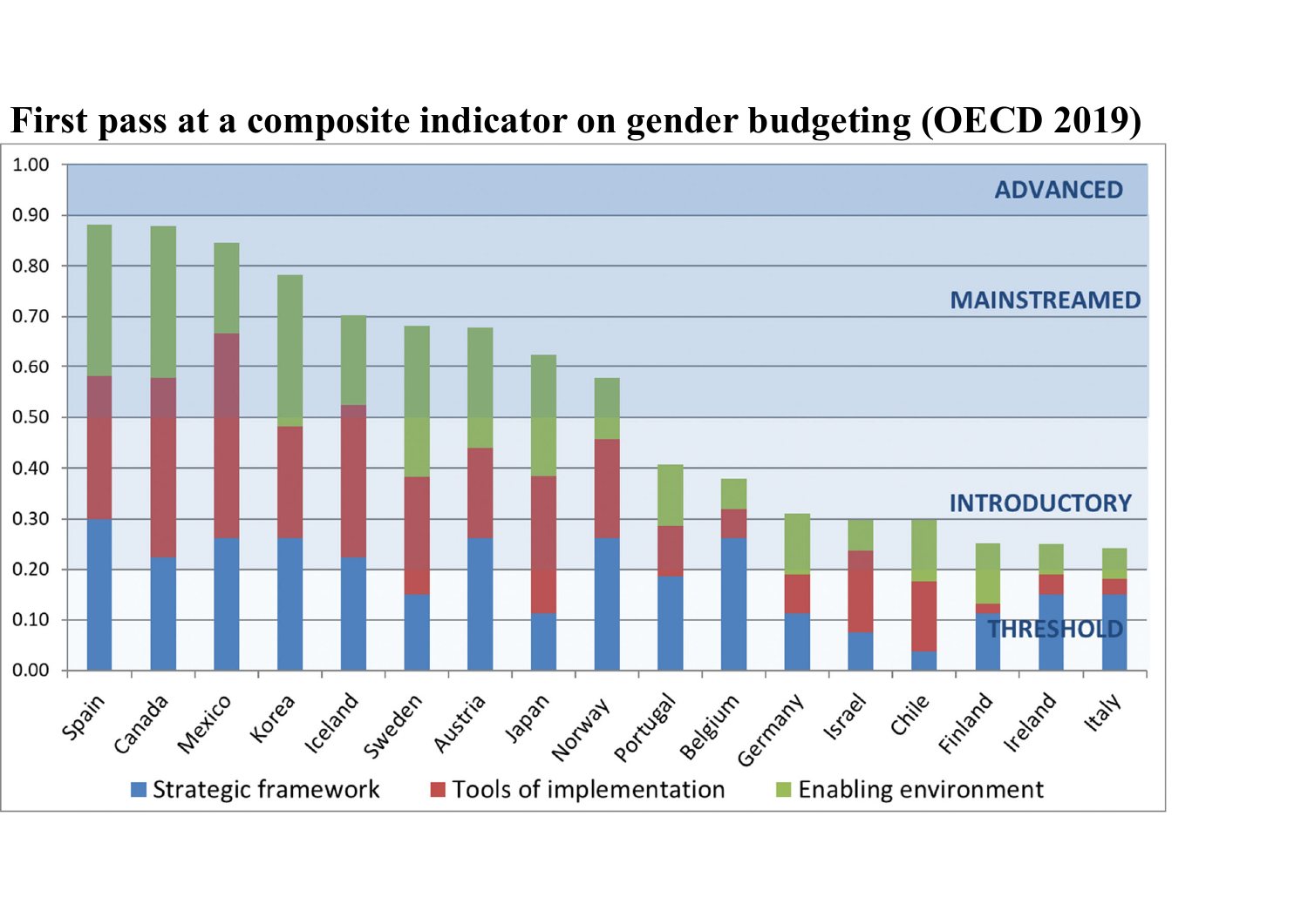# First pass at a composite indicator on gender budgeting (OECD 2019)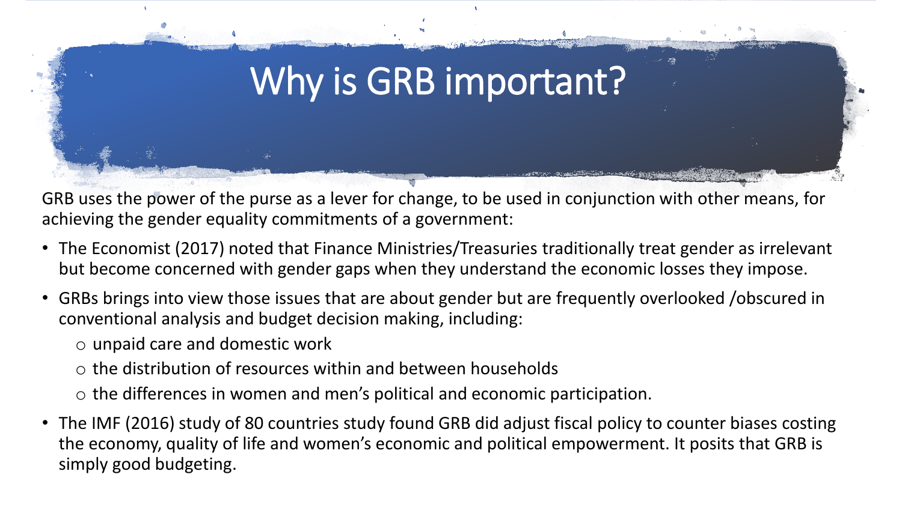# Why is GRB important?

GRB uses the power of the purse as a lever for change, to be used in conjunction with other means, for achieving the gender equality commitments of a government:

- The Economist (2017) noted that Finance Ministries/Treasuries traditionally treat gender as irrelevant but become concerned with gender gaps when they understand the economic losses they impose.
- GRBs brings into view those issues that are about gender but are frequently overlooked /obscured in conventional analysis and budget decision making, including:
  - unpaid care and domestic work
  - the distribution of resources within and between households
  - the differences in women and men's political and economic participation.
- The IMF (2016) study of 80 countries study found GRB did adjust fiscal policy to counter biases costing the economy, quality of life and women's economic and political empowerment. It posits that GRB is simply good budgeting.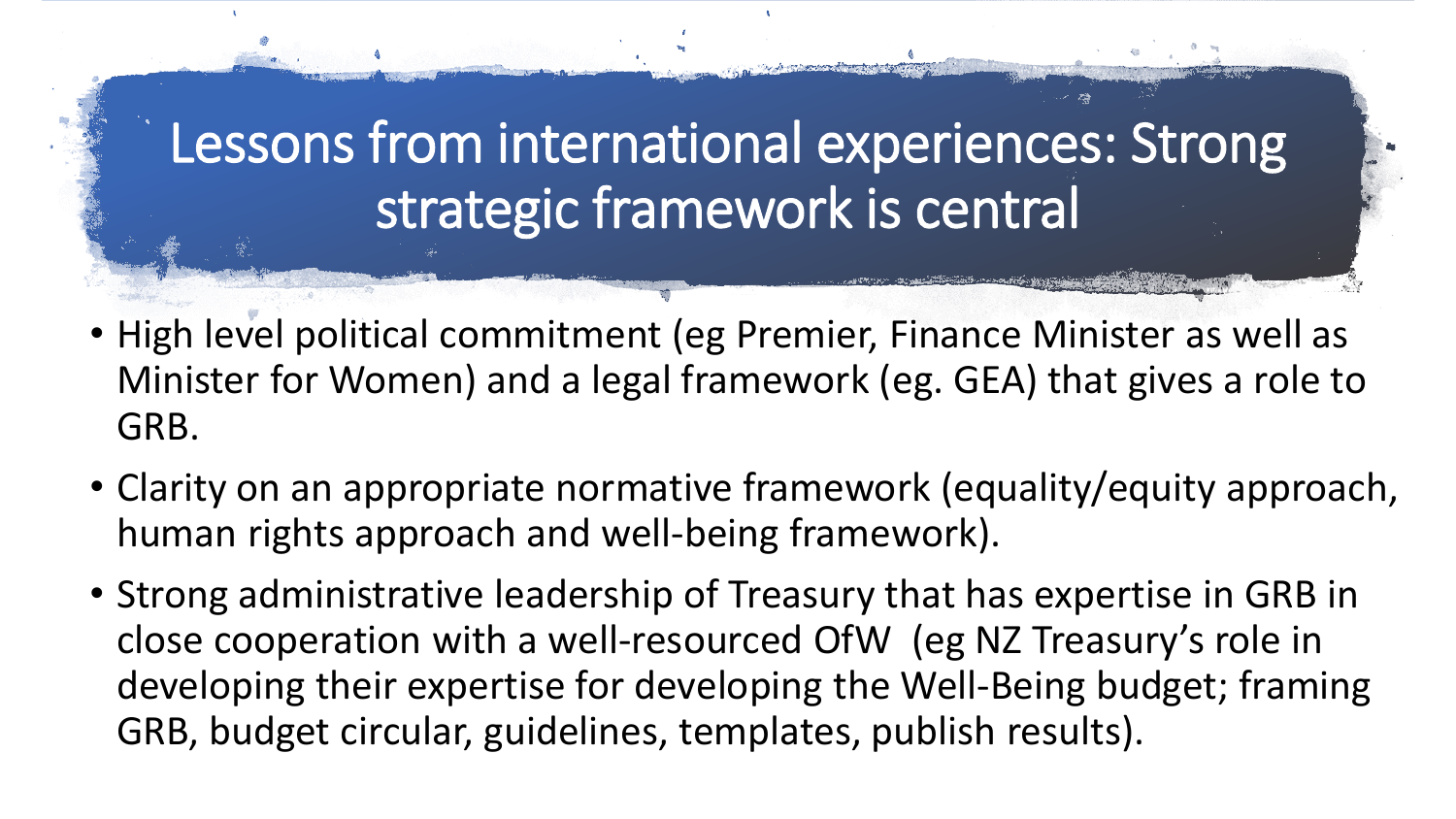# Lessons from international experiences: Strong strategic framework is central

- High level political commitment (eg Premier, Finance Minister as well as Minister for Women) and a legal framework (eg. GEA) that gives a role to GRB.
- Clarity on an appropriate normative framework (equality/equity approach, human rights approach and well-being framework).
- Strong administrative leadership of Treasury that has expertise in GRB in close cooperation with a well-resourced OfW (eg NZ Treasury's role in developing their expertise for developing the Well-Being budget; framing GRB, budget circular, guidelines, templates, publish results).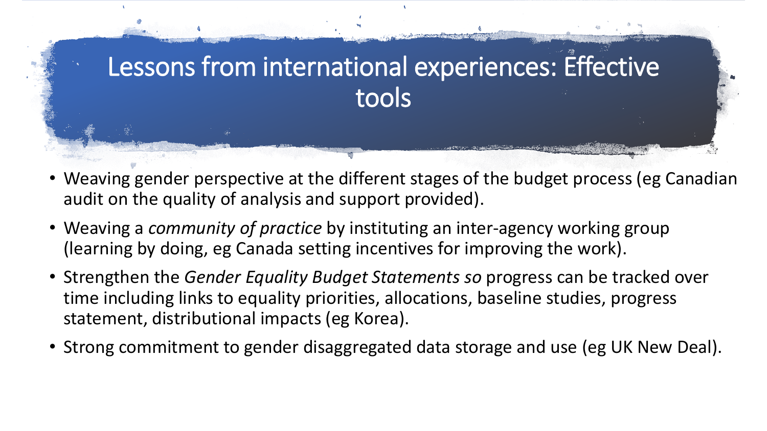# Lessons from international experiences: Effective tools

- Weaving gender perspective at the different stages of the budget process (eg Canadian audit on the quality of analysis and support provided).
- Weaving a *community of practice* by instituting an inter-agency working group (learning by doing, eg Canada setting incentives for improving the work).
- Strengthen the *Gender Equality Budget Statements so* progress can be tracked over time including links to equality priorities, allocations, baseline studies, progress statement, distributional impacts (eg Korea).
- Strong commitment to gender disaggregated data storage and use (eg UK New Deal).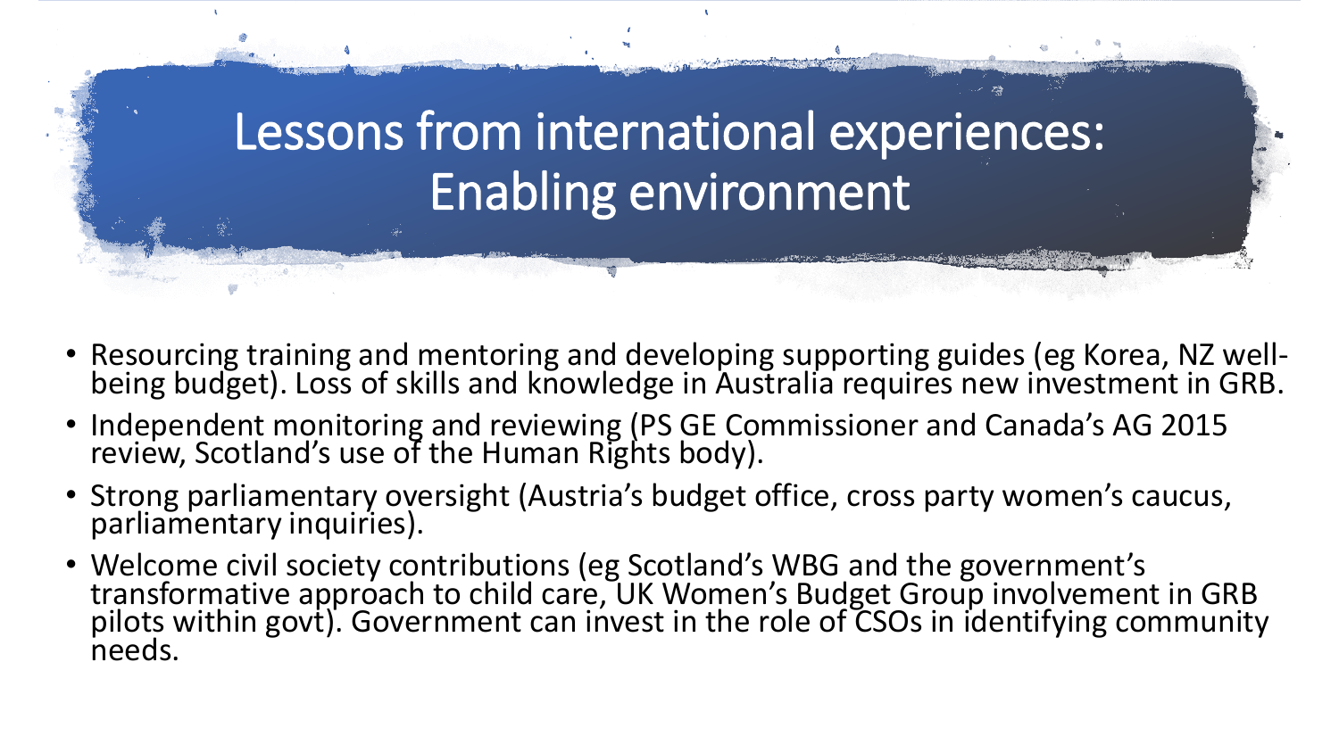# Lessons from international experiences: Enabling environment

- Resourcing training and mentoring and developing supporting guides (eg Korea, NZ well-being budget). Loss of skills and knowledge in Australia requires new investment in GRB.
- Independent monitoring and reviewing (PS GE Commissioner and Canada's AG 2015 review, Scotland's use of the Human Rights body).
- Strong parliamentary oversight (Austria's budget office, cross party women's caucus, parliamentary inquiries).
- Welcome civil society contributions (eg Scotland's WBG and the government's transformative approach to child care, UK Women's Budget Group involvement in GRB pilots within govt). Government can invest in the role of CSOs in identifying community needs.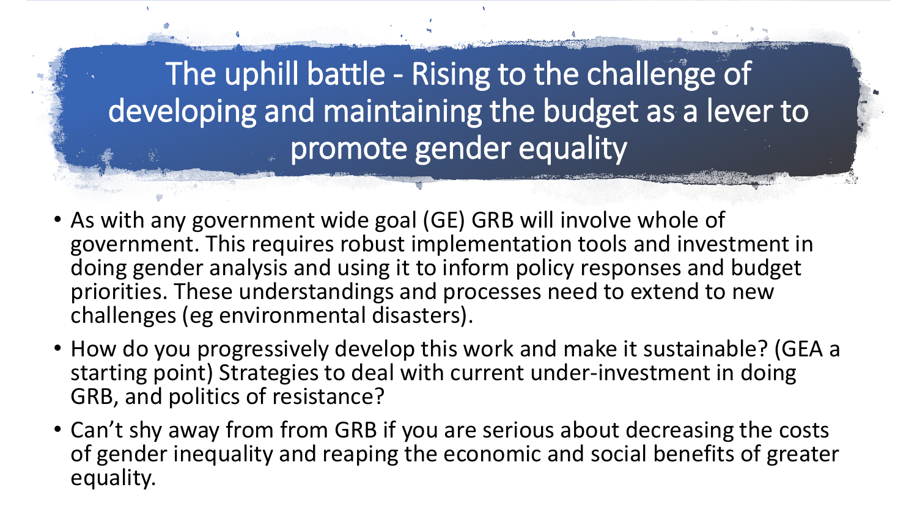# The uphill battle - Rising to the challenge of developing and maintaining the budget as a lever to promote gender equality

- As with any government wide goal (GE) GRB will involve whole of government. This requires robust implementation tools and investment in doing gender analysis and using it to inform policy responses and budget priorities. These understandings and processes need to extend to new challenges (eg environmental disasters).
- How do you progressively develop this work and make it sustainable? (GEA a starting point) Strategies to deal with current under-investment in doing GRB, and politics of resistance?
- Can't shy away from from GRB if you are serious about decreasing the costs of gender inequality and reaping the economic and social benefits of greater equality.